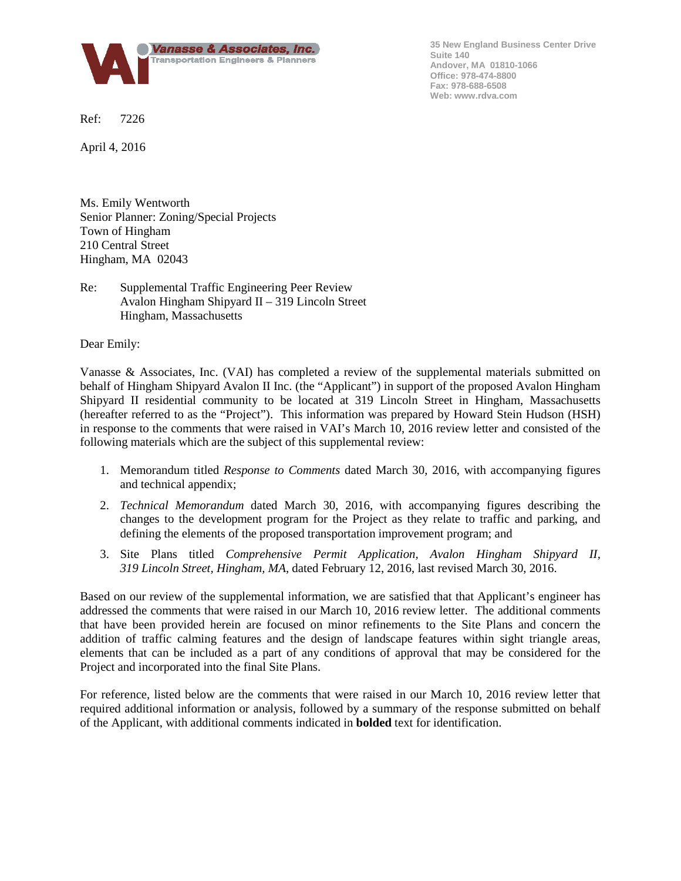**Vanasse & Associates, Inc.**
Transportation Engineers & Planners

35 New England Business Center Drive
Suite 140
Andover, MA 01810-1066
Office: 978-474-8800
Fax: 978-688-6508
Web: www.rdva.com

Ref: 7226

April 4, 2016

Ms. Emily Wentworth
Senior Planner: Zoning/Special Projects
Town of Hingham
210 Central Street
Hingham, MA 02043

Re: Supplemental Traffic Engineering Peer Review
Avalon Hingham Shipyard II – 319 Lincoln Street
Hingham, Massachusetts

Dear Emily:

Vanasse & Associates, Inc. (VAI) has completed a review of the supplemental materials submitted on behalf of Hingham Shipyard Avalon II Inc. (the "Applicant") in support of the proposed Avalon Hingham Shipyard II residential community to be located at 319 Lincoln Street in Hingham, Massachusetts (hereafter referred to as the "Project"). This information was prepared by Howard Stein Hudson (HSH) in response to the comments that were raised in VAI's March 10, 2016 review letter and consisted of the following materials which are the subject of this supplemental review:

1. Memorandum titled *Response to Comments* dated March 30, 2016, with accompanying figures and technical appendix;
2. *Technical Memorandum* dated March 30, 2016, with accompanying figures describing the changes to the development program for the Project as they relate to traffic and parking, and defining the elements of the proposed transportation improvement program; and
3. Site Plans titled *Comprehensive Permit Application, Avalon Hingham Shipyard II, 319 Lincoln Street, Hingham, MA*, dated February 12, 2016, last revised March 30, 2016.

Based on our review of the supplemental information, we are satisfied that that Applicant's engineer has addressed the comments that were raised in our March 10, 2016 review letter. The additional comments that have been provided herein are focused on minor refinements to the Site Plans and concern the addition of traffic calming features and the design of landscape features within sight triangle areas, elements that can be included as a part of any conditions of approval that may be considered for the Project and incorporated into the final Site Plans.

For reference, listed below are the comments that were raised in our March 10, 2016 review letter that required additional information or analysis, followed by a summary of the response submitted on behalf of the Applicant, with additional comments indicated in **bolded** text for identification.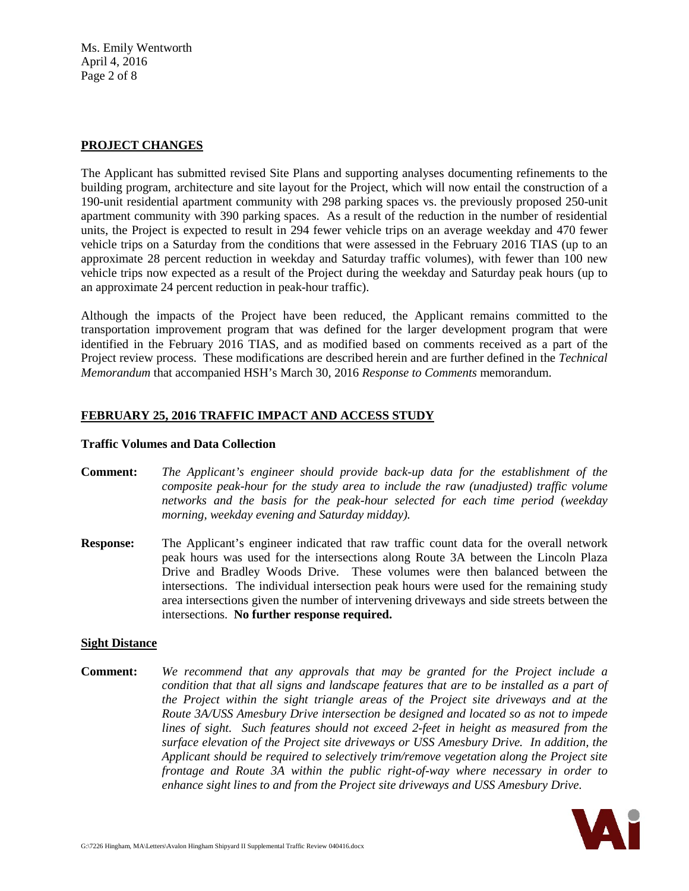## PROJECT CHANGES

The Applicant has submitted revised Site Plans and supporting analyses documenting refinements to the building program, architecture and site layout for the Project, which will now entail the construction of a 190-unit residential apartment community with 298 parking spaces vs. the previously proposed 250-unit apartment community with 390 parking spaces. As a result of the reduction in the number of residential units, the Project is expected to result in 294 fewer vehicle trips on an average weekday and 470 fewer vehicle trips on a Saturday from the conditions that were assessed in the February 2016 TIAS (up to an approximate 28 percent reduction in weekday and Saturday traffic volumes), with fewer than 100 new vehicle trips now expected as a result of the Project during the weekday and Saturday peak hours (up to an approximate 24 percent reduction in peak-hour traffic).

Although the impacts of the Project have been reduced, the Applicant remains committed to the transportation improvement program that was defined for the larger development program that were identified in the February 2016 TIAS, and as modified based on comments received as a part of the Project review process. These modifications are described herein and are further defined in the *Technical Memorandum* that accompanied HSH's March 30, 2016 *Response to Comments* memorandum.

## FEBRUARY 25, 2016 TRAFFIC IMPACT AND ACCESS STUDY

### Traffic Volumes and Data Collection

**Comment:** *The Applicant's engineer should provide back-up data for the establishment of the composite peak-hour for the study area to include the raw (unadjusted) traffic volume networks and the basis for the peak-hour selected for each time period (weekday morning, weekday evening and Saturday midday).*

**Response:** The Applicant's engineer indicated that raw traffic count data for the overall network peak hours was used for the intersections along Route 3A between the Lincoln Plaza Drive and Bradley Woods Drive. These volumes were then balanced between the intersections. The individual intersection peak hours were used for the remaining study area intersections given the number of intervening driveways and side streets between the intersections. **No further response required.**

### Sight Distance

**Comment:** *We recommend that any approvals that may be granted for the Project include a condition that that all signs and landscape features that are to be installed as a part of the Project within the sight triangle areas of the Project site driveways and at the Route 3A/USS Amesbury Drive intersection be designed and located so as not to impede lines of sight. Such features should not exceed 2-feet in height as measured from the surface elevation of the Project site driveways or USS Amesbury Drive. In addition, the Applicant should be required to selectively trim/remove vegetation along the Project site frontage and Route 3A within the public right-of-way where necessary in order to enhance sight lines to and from the Project site driveways and USS Amesbury Drive.*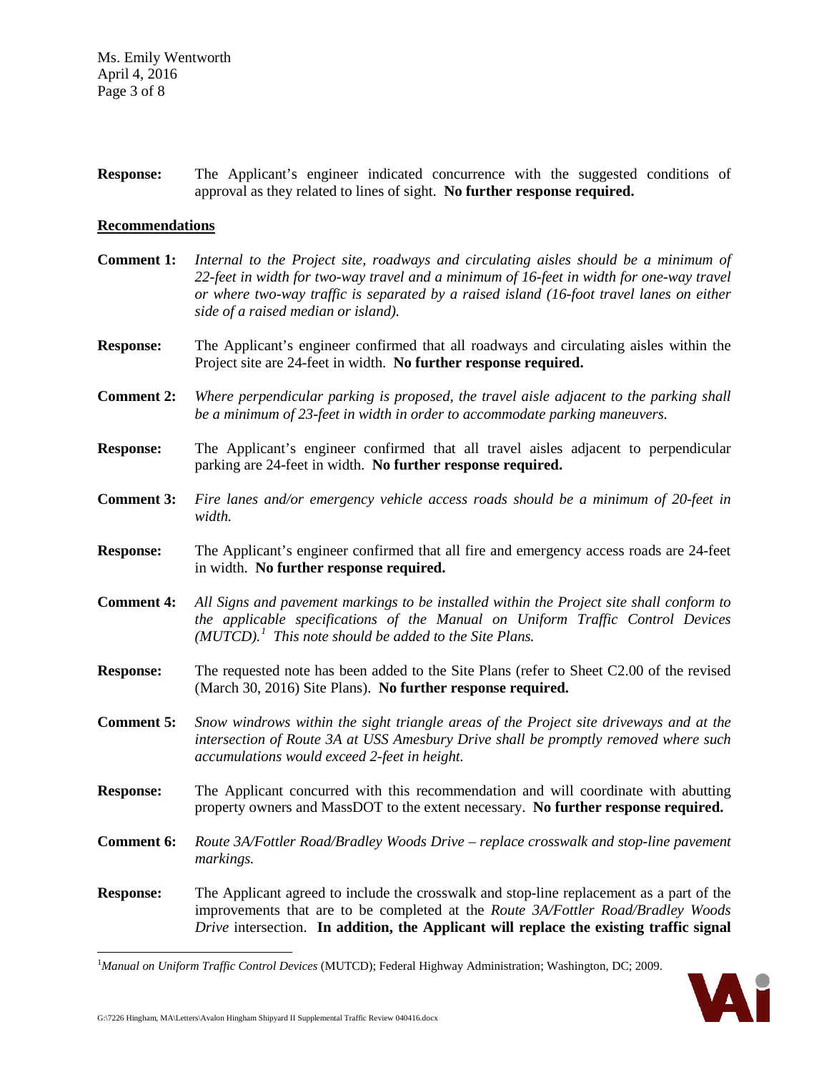**Response:** The Applicant's engineer indicated concurrence with the suggested conditions of approval as they related to lines of sight. **No further response required.**

**Recommendations**

**Comment 1:** *Internal to the Project site, roadways and circulating aisles should be a minimum of 22-feet in width for two-way travel and a minimum of 16-feet in width for one-way travel or where two-way traffic is separated by a raised island (16-foot travel lanes on either side of a raised median or island).*

**Response:** The Applicant's engineer confirmed that all roadways and circulating aisles within the Project site are 24-feet in width. **No further response required.**

**Comment 2:** *Where perpendicular parking is proposed, the travel aisle adjacent to the parking shall be a minimum of 23-feet in width in order to accommodate parking maneuvers.*

**Response:** The Applicant's engineer confirmed that all travel aisles adjacent to perpendicular parking are 24-feet in width. **No further response required.**

**Comment 3:** *Fire lanes and/or emergency vehicle access roads should be a minimum of 20-feet in width.*

**Response:** The Applicant's engineer confirmed that all fire and emergency access roads are 24-feet in width. **No further response required.**

**Comment 4:** *All Signs and pavement markings to be installed within the Project site shall conform to the applicable specifications of the Manual on Uniform Traffic Control Devices (MUTCD).[1] This note should be added to the Site Plans.*

**Response:** The requested note has been added to the Site Plans (refer to Sheet C2.00 of the revised (March 30, 2016) Site Plans). **No further response required.**

**Comment 5:** *Snow windrows within the sight triangle areas of the Project site driveways and at the intersection of Route 3A at USS Amesbury Drive shall be promptly removed where such accumulations would exceed 2-feet in height.*

**Response:** The Applicant concurred with this recommendation and will coordinate with abutting property owners and MassDOT to the extent necessary. **No further response required.**

**Comment 6:** *Route 3A/Fottler Road/Bradley Woods Drive – replace crosswalk and stop-line pavement markings.*

**Response:** The Applicant agreed to include the crosswalk and stop-line replacement as a part of the improvements that are to be completed at the *Route 3A/Fottler Road/Bradley Woods Drive* intersection. **In addition, the Applicant will replace the existing traffic signal**

[1] *Manual on Uniform Traffic Control Devices* (MUTCD); Federal Highway Administration; Washington, DC; 2009.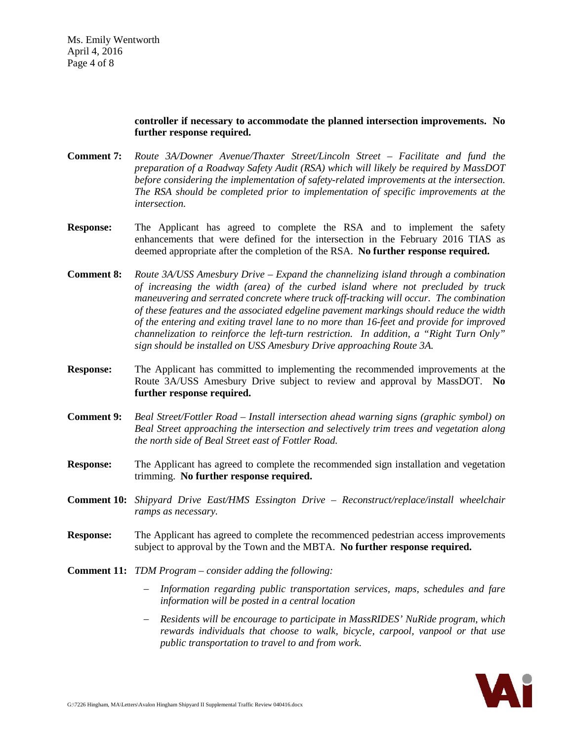**controller if necessary to accommodate the planned intersection improvements. No further response required.**

**Comment 7:** *Route 3A/Downer Avenue/Thaxter Street/Lincoln Street – Facilitate and fund the preparation of a Roadway Safety Audit (RSA) which will likely be required by MassDOT before considering the implementation of safety-related improvements at the intersection. The RSA should be completed prior to implementation of specific improvements at the intersection.*

**Response:** The Applicant has agreed to complete the RSA and to implement the safety enhancements that were defined for the intersection in the February 2016 TIAS as deemed appropriate after the completion of the RSA. **No further response required.**

**Comment 8:** *Route 3A/USS Amesbury Drive – Expand the channelizing island through a combination of increasing the width (area) of the curbed island where not precluded by truck maneuvering and serrated concrete where truck off-tracking will occur. The combination of these features and the associated edgeline pavement markings should reduce the width of the entering and exiting travel lane to no more than 16-feet and provide for improved channelization to reinforce the left-turn restriction. In addition, a "Right Turn Only" sign should be installed on USS Amesbury Drive approaching Route 3A.*

**Response:** The Applicant has committed to implementing the recommended improvements at the Route 3A/USS Amesbury Drive subject to review and approval by MassDOT. **No further response required.**

**Comment 9:** *Beal Street/Fottler Road – Install intersection ahead warning signs (graphic symbol) on Beal Street approaching the intersection and selectively trim trees and vegetation along the north side of Beal Street east of Fottler Road.*

**Response:** The Applicant has agreed to complete the recommended sign installation and vegetation trimming. **No further response required.**

**Comment 10:** *Shipyard Drive East/HMS Essington Drive – Reconstruct/replace/install wheelchair ramps as necessary.*

**Response:** The Applicant has agreed to complete the recommenced pedestrian access improvements subject to approval by the Town and the MBTA. **No further response required.**

**Comment 11:** *TDM Program – consider adding the following:*

- *Information regarding public transportation services, maps, schedules and fare information will be posted in a central location*
- *Residents will be encourage to participate in MassRIDES' NuRide program, which rewards individuals that choose to walk, bicycle, carpool, vanpool or that use public transportation to travel to and from work.*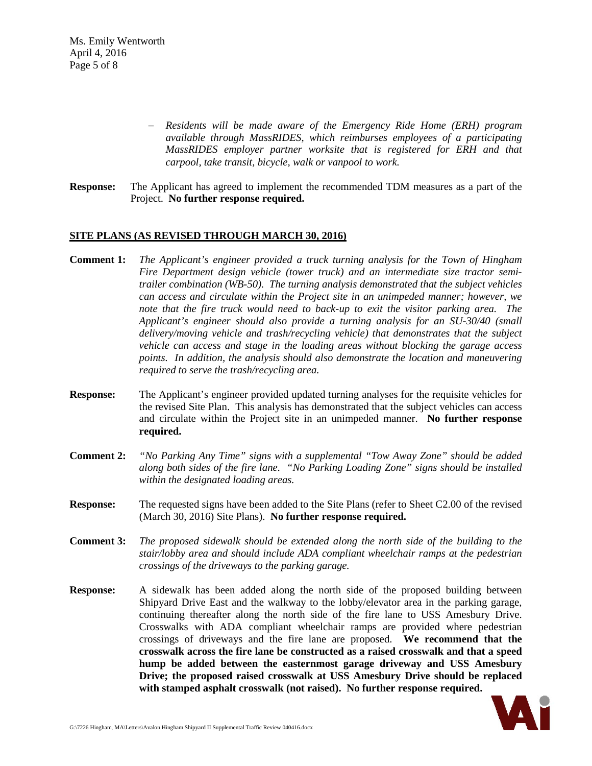- *Residents will be made aware of the Emergency Ride Home (ERH) program available through MassRIDES, which reimburses employees of a participating MassRIDES employer partner worksite that is registered for ERH and that carpool, take transit, bicycle, walk or vanpool to work.*

**Response:** The Applicant has agreed to implement the recommended TDM measures as a part of the Project. **No further response required.**

## SITE PLANS (AS REVISED THROUGH MARCH 30, 2016)

**Comment 1:** *The Applicant's engineer provided a truck turning analysis for the Town of Hingham Fire Department design vehicle (tower truck) and an intermediate size tractor semi-trailer combination (WB-50). The turning analysis demonstrated that the subject vehicles can access and circulate within the Project site in an unimpeded manner; however, we note that the fire truck would need to back-up to exit the visitor parking area. The Applicant's engineer should also provide a turning analysis for an SU-30/40 (small delivery/moving vehicle and trash/recycling vehicle) that demonstrates that the subject vehicle can access and stage in the loading areas without blocking the garage access points. In addition, the analysis should also demonstrate the location and maneuvering required to serve the trash/recycling area.*

**Response:** The Applicant's engineer provided updated turning analyses for the requisite vehicles for the revised Site Plan. This analysis has demonstrated that the subject vehicles can access and circulate within the Project site in an unimpeded manner. **No further response required.**

**Comment 2:** *"No Parking Any Time" signs with a supplemental "Tow Away Zone" should be added along both sides of the fire lane. "No Parking Loading Zone" signs should be installed within the designated loading areas.*

**Response:** The requested signs have been added to the Site Plans (refer to Sheet C2.00 of the revised (March 30, 2016) Site Plans). **No further response required.**

**Comment 3:** *The proposed sidewalk should be extended along the north side of the building to the stair/lobby area and should include ADA compliant wheelchair ramps at the pedestrian crossings of the driveways to the parking garage.*

**Response:** A sidewalk has been added along the north side of the proposed building between Shipyard Drive East and the walkway to the lobby/elevator area in the parking garage, continuing thereafter along the north side of the fire lane to USS Amesbury Drive. Crosswalks with ADA compliant wheelchair ramps are provided where pedestrian crossings of driveways and the fire lane are proposed. **We recommend that the crosswalk across the fire lane be constructed as a raised crosswalk and that a speed hump be added between the easternmost garage driveway and USS Amesbury Drive; the proposed raised crosswalk at USS Amesbury Drive should be replaced with stamped asphalt crosswalk (not raised). No further response required.**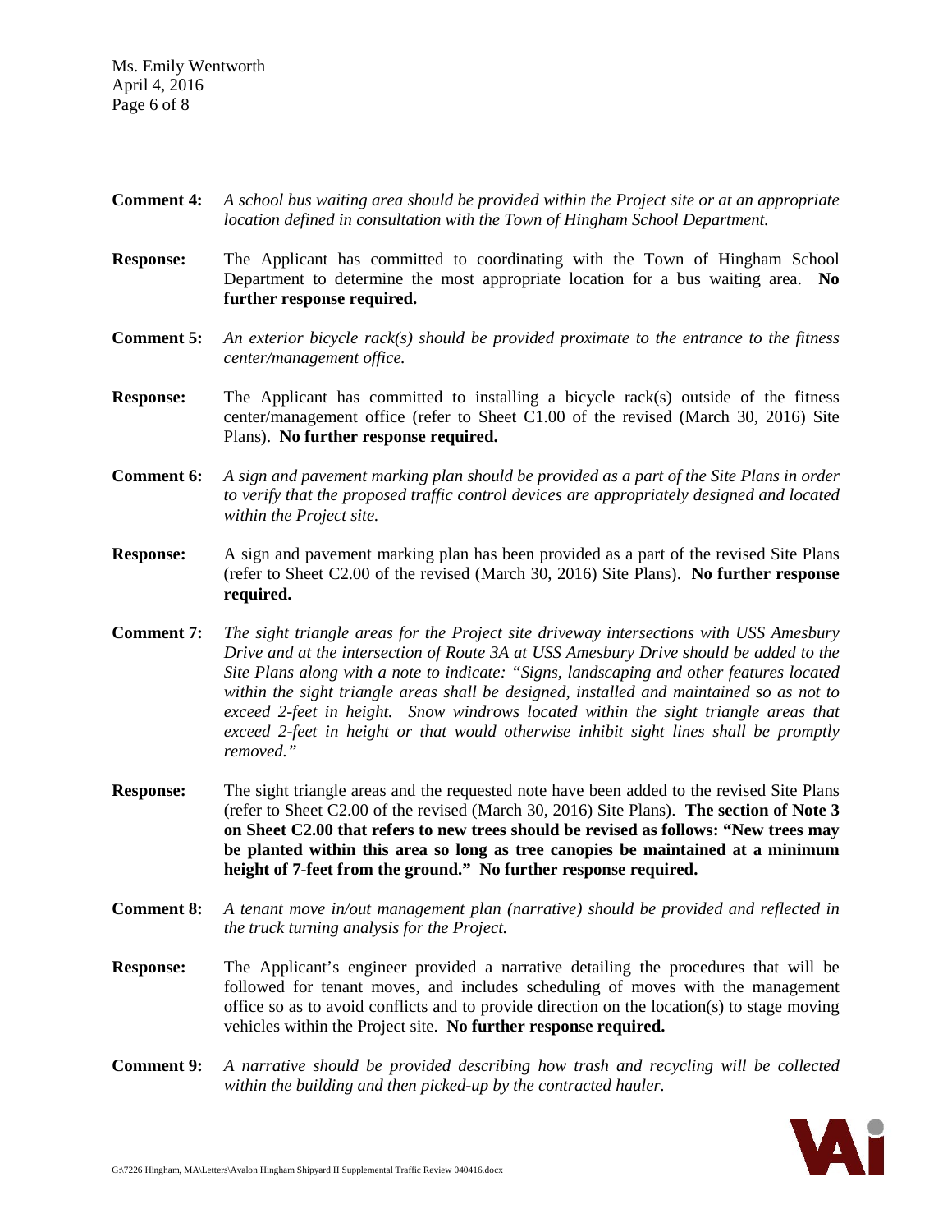**Comment 4:** *A school bus waiting area should be provided within the Project site or at an appropriate location defined in consultation with the Town of Hingham School Department.*

**Response:** The Applicant has committed to coordinating with the Town of Hingham School Department to determine the most appropriate location for a bus waiting area. **No further response required.**

**Comment 5:** *An exterior bicycle rack(s) should be provided proximate to the entrance to the fitness center/management office.*

**Response:** The Applicant has committed to installing a bicycle rack(s) outside of the fitness center/management office (refer to Sheet C1.00 of the revised (March 30, 2016) Site Plans). **No further response required.**

**Comment 6:** *A sign and pavement marking plan should be provided as a part of the Site Plans in order to verify that the proposed traffic control devices are appropriately designed and located within the Project site.*

**Response:** A sign and pavement marking plan has been provided as a part of the revised Site Plans (refer to Sheet C2.00 of the revised (March 30, 2016) Site Plans). **No further response required.**

**Comment 7:** *The sight triangle areas for the Project site driveway intersections with USS Amesbury Drive and at the intersection of Route 3A at USS Amesbury Drive should be added to the Site Plans along with a note to indicate: "Signs, landscaping and other features located within the sight triangle areas shall be designed, installed and maintained so as not to exceed 2-feet in height. Snow windrows located within the sight triangle areas that exceed 2-feet in height or that would otherwise inhibit sight lines shall be promptly removed."*

**Response:** The sight triangle areas and the requested note have been added to the revised Site Plans (refer to Sheet C2.00 of the revised (March 30, 2016) Site Plans). **The section of Note 3 on Sheet C2.00 that refers to new trees should be revised as follows: "New trees may be planted within this area so long as tree canopies be maintained at a minimum height of 7-feet from the ground." No further response required.**

**Comment 8:** *A tenant move in/out management plan (narrative) should be provided and reflected in the truck turning analysis for the Project.*

**Response:** The Applicant's engineer provided a narrative detailing the procedures that will be followed for tenant moves, and includes scheduling of moves with the management office so as to avoid conflicts and to provide direction on the location(s) to stage moving vehicles within the Project site. **No further response required.**

**Comment 9:** *A narrative should be provided describing how trash and recycling will be collected within the building and then picked-up by the contracted hauler.*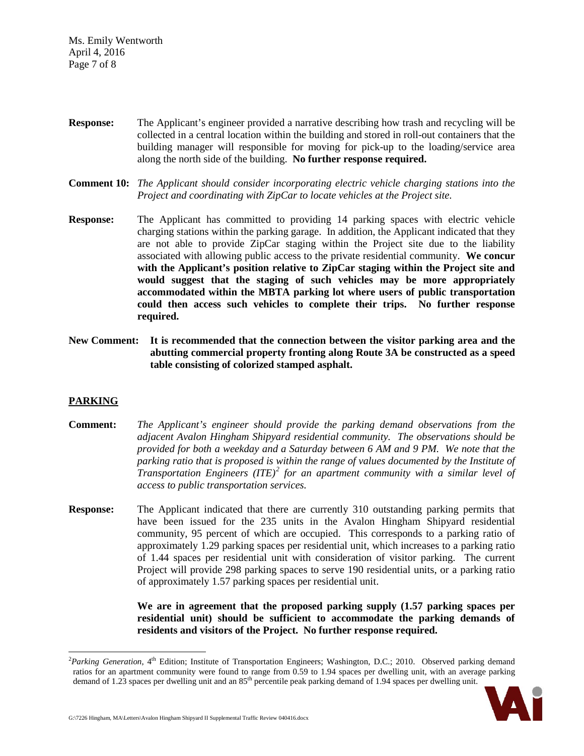**Response:** The Applicant's engineer provided a narrative describing how trash and recycling will be collected in a central location within the building and stored in roll-out containers that the building manager will responsible for moving for pick-up to the loading/service area along the north side of the building. **No further response required.**

**Comment 10:** *The Applicant should consider incorporating electric vehicle charging stations into the Project and coordinating with ZipCar to locate vehicles at the Project site.*

**Response:** The Applicant has committed to providing 14 parking spaces with electric vehicle charging stations within the parking garage. In addition, the Applicant indicated that they are not able to provide ZipCar staging within the Project site due to the liability associated with allowing public access to the private residential community. **We concur with the Applicant's position relative to ZipCar staging within the Project site and would suggest that the staging of such vehicles may be more appropriately accommodated within the MBTA parking lot where users of public transportation could then access such vehicles to complete their trips. No further response required.**

**New Comment: It is recommended that the connection between the visitor parking area and the abutting commercial property fronting along Route 3A be constructed as a speed table consisting of colorized stamped asphalt.**

## PARKING

**Comment:** *The Applicant's engineer should provide the parking demand observations from the adjacent Avalon Hingham Shipyard residential community. The observations should be provided for both a weekday and a Saturday between 6 AM and 9 PM. We note that the parking ratio that is proposed is within the range of values documented by the Institute of Transportation Engineers (ITE)*[2] *for an apartment community with a similar level of access to public transportation services.*

**Response:** The Applicant indicated that there are currently 310 outstanding parking permits that have been issued for the 235 units in the Avalon Hingham Shipyard residential community, 95 percent of which are occupied. This corresponds to a parking ratio of approximately 1.29 parking spaces per residential unit, which increases to a parking ratio of 1.44 spaces per residential unit with consideration of visitor parking. The current Project will provide 298 parking spaces to serve 190 residential units, or a parking ratio of approximately 1.57 parking spaces per residential unit.

**We are in agreement that the proposed parking supply (1.57 parking spaces per residential unit) should be sufficient to accommodate the parking demands of residents and visitors of the Project. No further response required.**

---

[2] *Parking Generation*, 4th Edition; Institute of Transportation Engineers; Washington, D.C.; 2010. Observed parking demand ratios for an apartment community were found to range from 0.59 to 1.94 spaces per dwelling unit, with an average parking demand of 1.23 spaces per dwelling unit and an 85th percentile peak parking demand of 1.94 spaces per dwelling unit.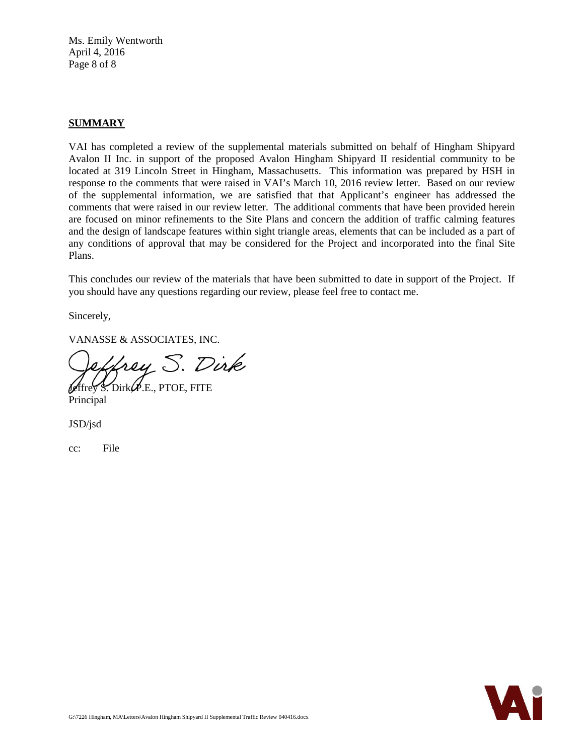Ms. Emily Wentworth
April 4, 2016

**SUMMARY**

VAI has completed a review of the supplemental materials submitted on behalf of Hingham Shipyard Avalon II Inc. in support of the proposed Avalon Hingham Shipyard II residential community to be located at 319 Lincoln Street in Hingham, Massachusetts. This information was prepared by HSH in response to the comments that were raised in VAI's March 10, 2016 review letter. Based on our review of the supplemental information, we are satisfied that that Applicant's engineer has addressed the comments that were raised in our review letter. The additional comments that have been provided herein are focused on minor refinements to the Site Plans and concern the addition of traffic calming features and the design of landscape features within sight triangle areas, elements that can be included as a part of any conditions of approval that may be considered for the Project and incorporated into the final Site Plans.

This concludes our review of the materials that have been submitted to date in support of the Project. If you should have any questions regarding our review, please feel free to contact me.

Sincerely,

VANASSE & ASSOCIATES, INC.

Jeffrey S. Dirk

Jeffrey S. Dirk, P.E., PTOE, FITE
Principal

JSD/jsd

cc: File

G:\7226 Hingham, MA\Letters\Avalon Hingham Shipyard II Supplemental Traffic Review 040416.docx